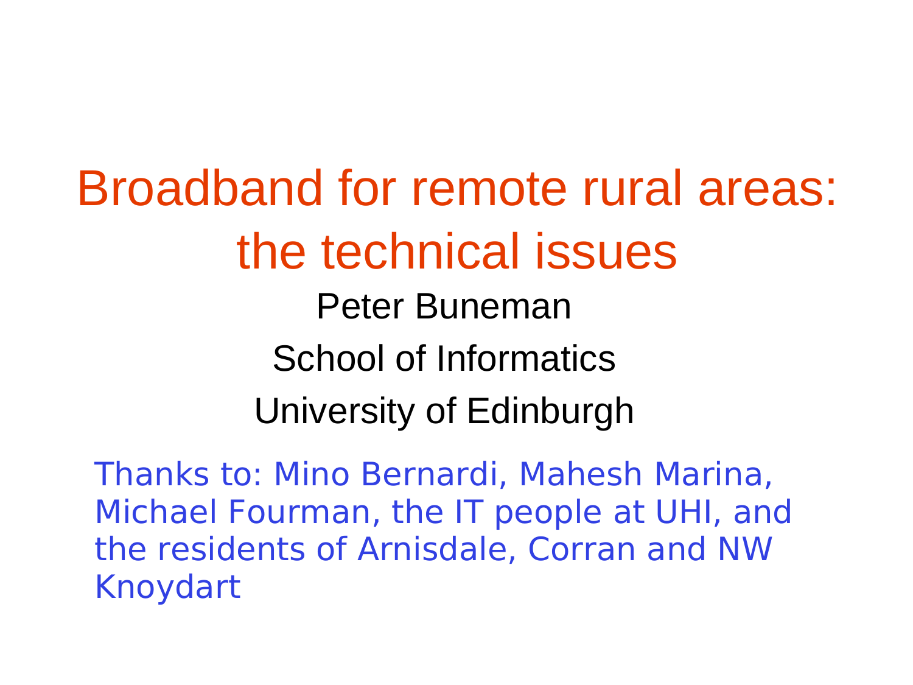# Broadband for remote rural areas: the technical issues

Peter Buneman

School of Informatics

University of Edinburgh

Thanks to: Mino Bernardi, Mahesh Marina, Michael Fourman, the IT people at UHI, and the residents of Arnisdale, Corran and NW Knoydart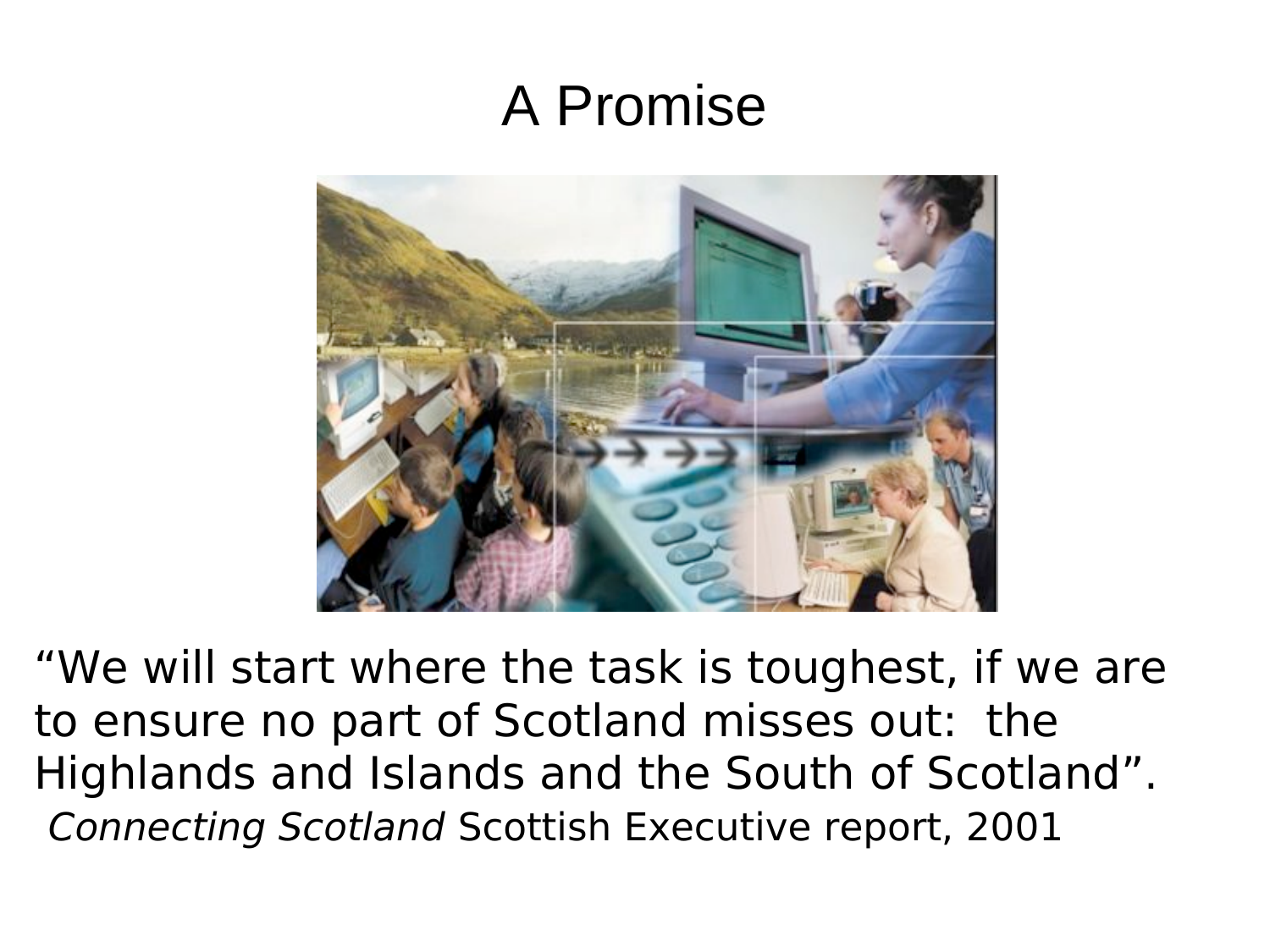# A Promise

"We will start where the task is toughest, if we are to ensure no part of Scotland misses out: the Highlands and Islands and the South of Scotland".

*Connecting Scotland* Scottish Executive report, 2001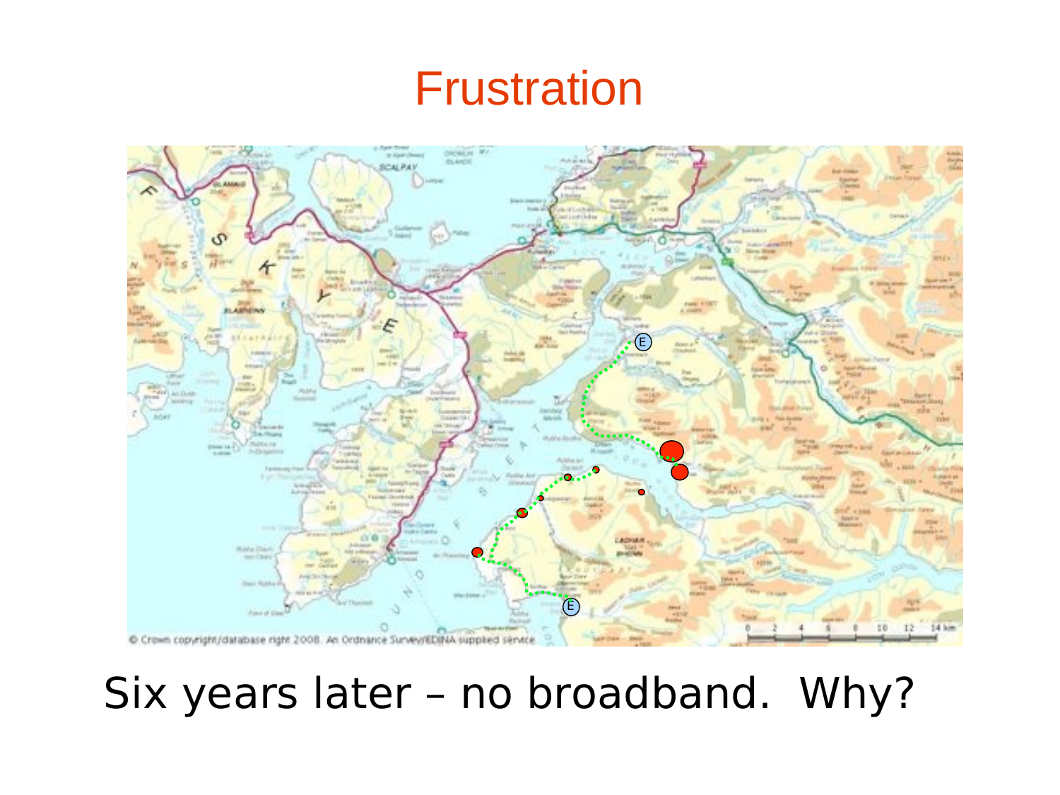# Frustration

Six years later – no broadband. Why?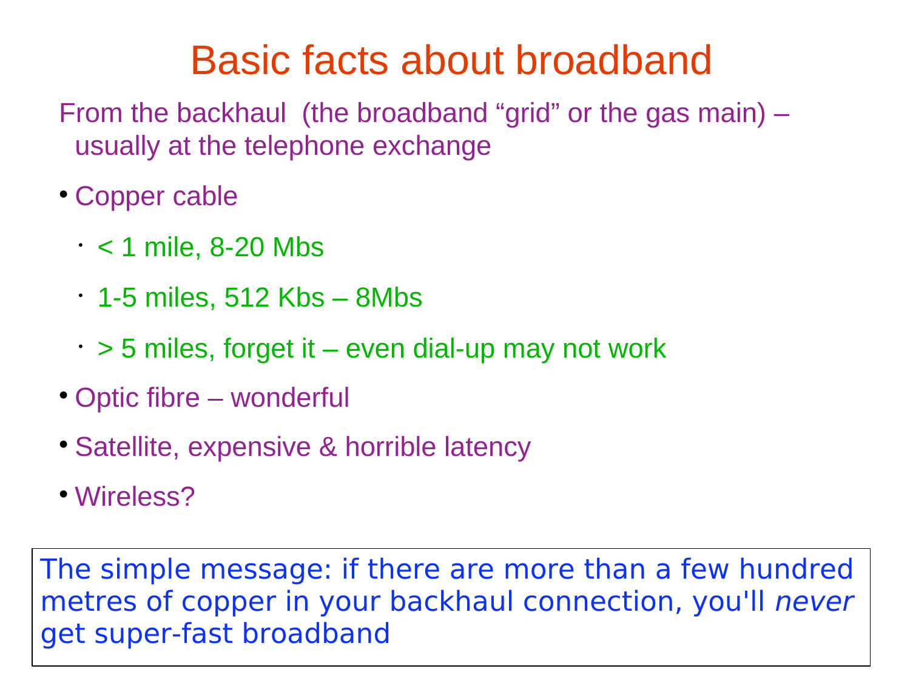# Basic facts about broadband

From the backhaul (the broadband "grid" or the gas main) – usually at the telephone exchange

- Copper cable
  - < 1 mile, 8-20 Mbs
  - 1-5 miles, 512 Kbs – 8Mbs
  - > 5 miles, forget it – even dial-up may not work
- Optic fibre – wonderful
- Satellite, expensive & horrible latency
- Wireless?

The simple message: if there are more than a few hundred metres of copper in your backhaul connection, you'll *never* get super-fast broadband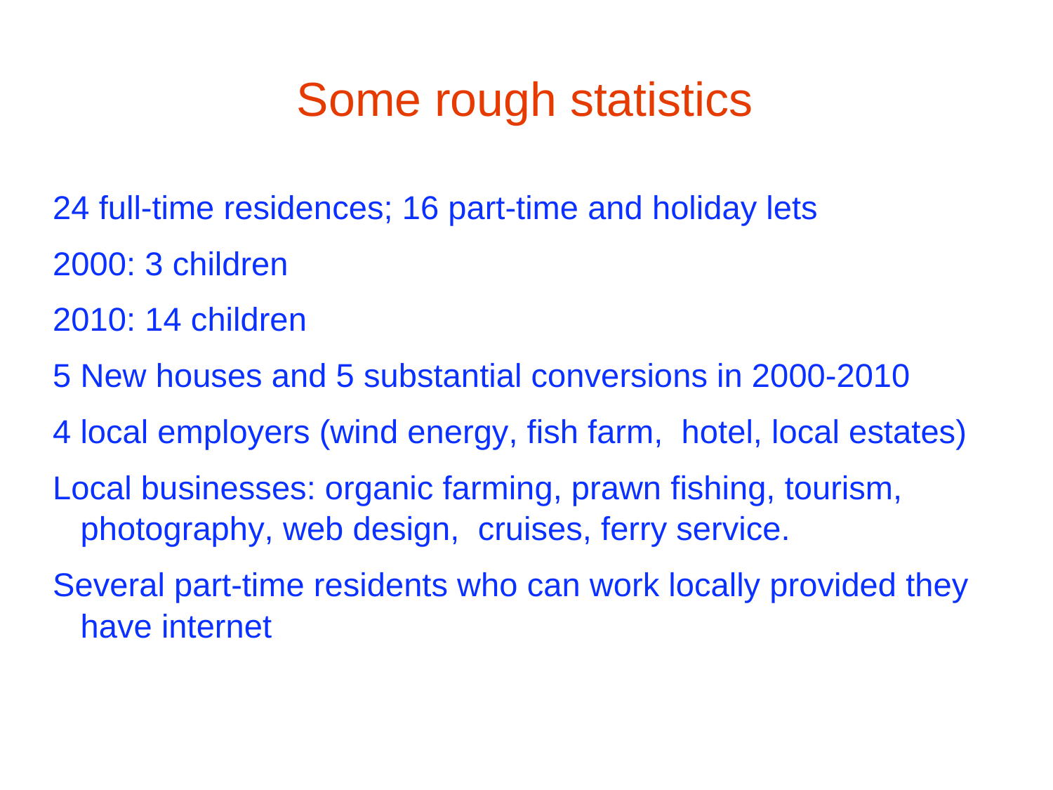# Some rough statistics

24 full-time residences; 16 part-time and holiday lets

2000: 3 children

2010: 14 children

5 New houses and 5 substantial conversions in 2000-2010

4 local employers (wind energy, fish farm, hotel, local estates)

Local businesses: organic farming, prawn fishing, tourism, photography, web design, cruises, ferry service.

Several part-time residents who can work locally provided they have internet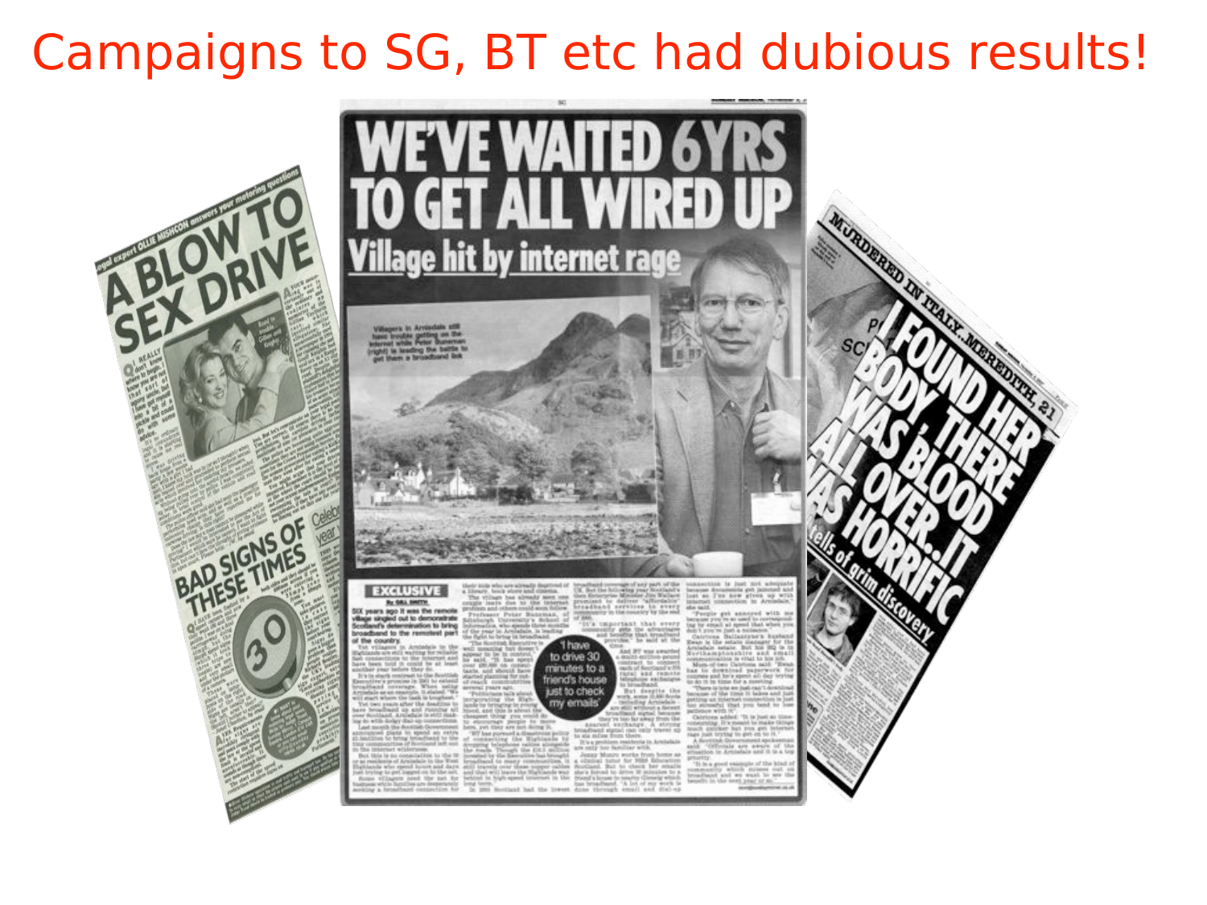# Campaigns to SG, BT etc had dubious results!

Legal expert OLLIE MISHCON answers your motoring questions

## A BLOW TO SEX DRIVE

## BAD SIGNS OF THESE TIMES

## WE'VE WAITED 6YRS TO GET ALL WIRED UP

### Village hit by internet rage

EXCLUSIVE

'I have to drive 30 minutes to a friend's house just to check my emails'

MURDERED IN ITALY, MEREDITH, 21

## I FOUND HER BODY, THERE WAS BLOOD ALL OVER.. IT WAS HORRIFIC

tells of grim discovery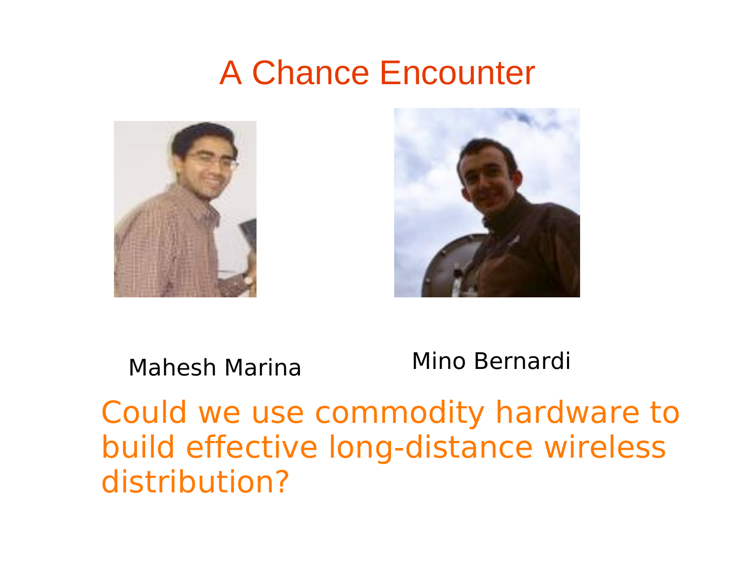# A Chance Encounter

Mahesh Marina

Mino Bernardi

Could we use commodity hardware to build effective long-distance wireless distribution?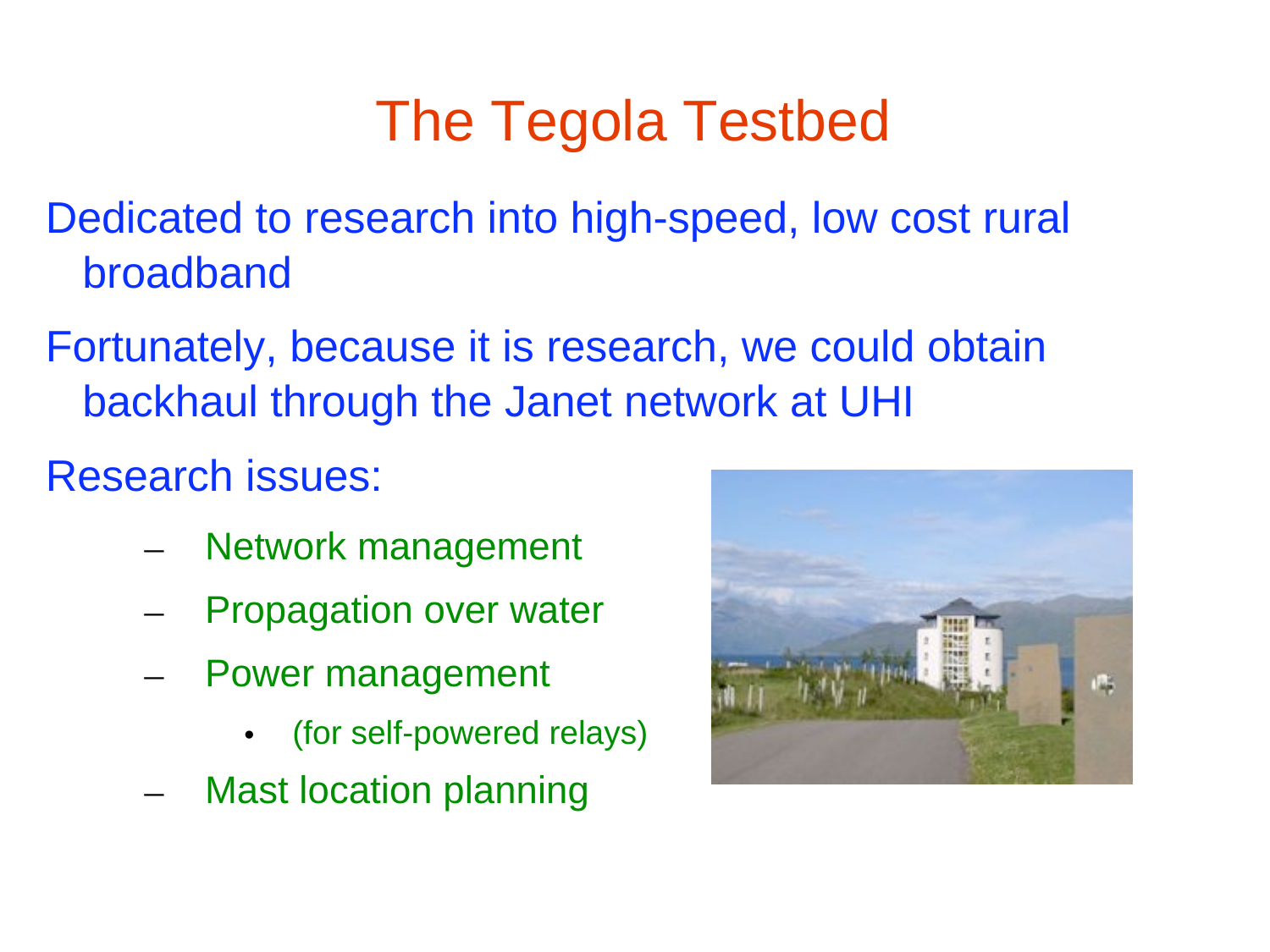# The Tegola Testbed

Dedicated to research into high-speed, low cost rural broadband

Fortunately, because it is research, we could obtain backhaul through the Janet network at UHI

Research issues:

- Network management
- Propagation over water
- Power management
  - (for self-powered relays)
- Mast location planning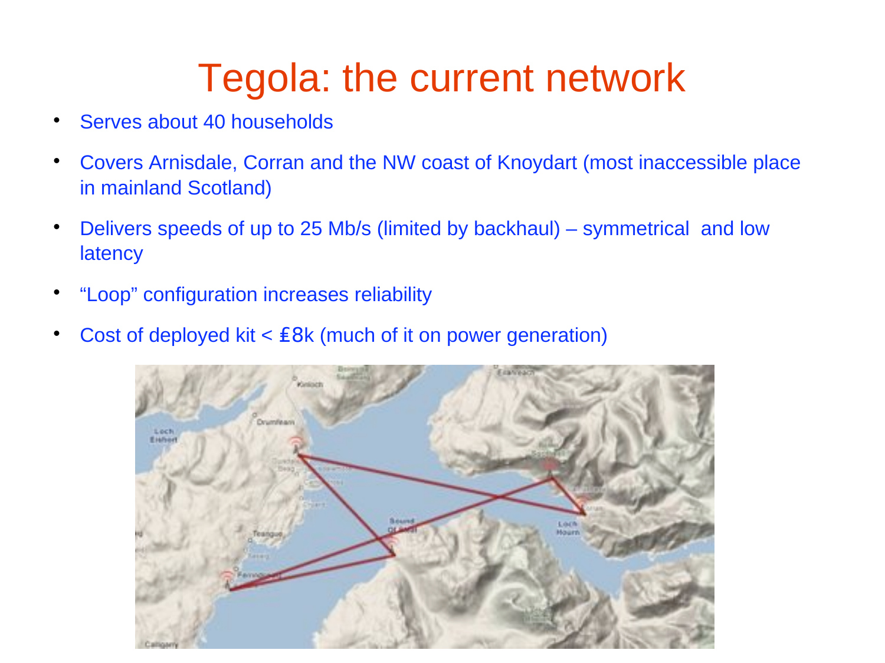# Tegola: the current network

- Serves about 40 households
- Covers Arnisdale, Corran and the NW coast of Knoydart (most inaccessible place in mainland Scotland)
- Delivers speeds of up to 25 Mb/s (limited by backhaul) – symmetrical and low latency
- "Loop" configuration increases reliability
- Cost of deployed kit < £8k (much of it on power generation)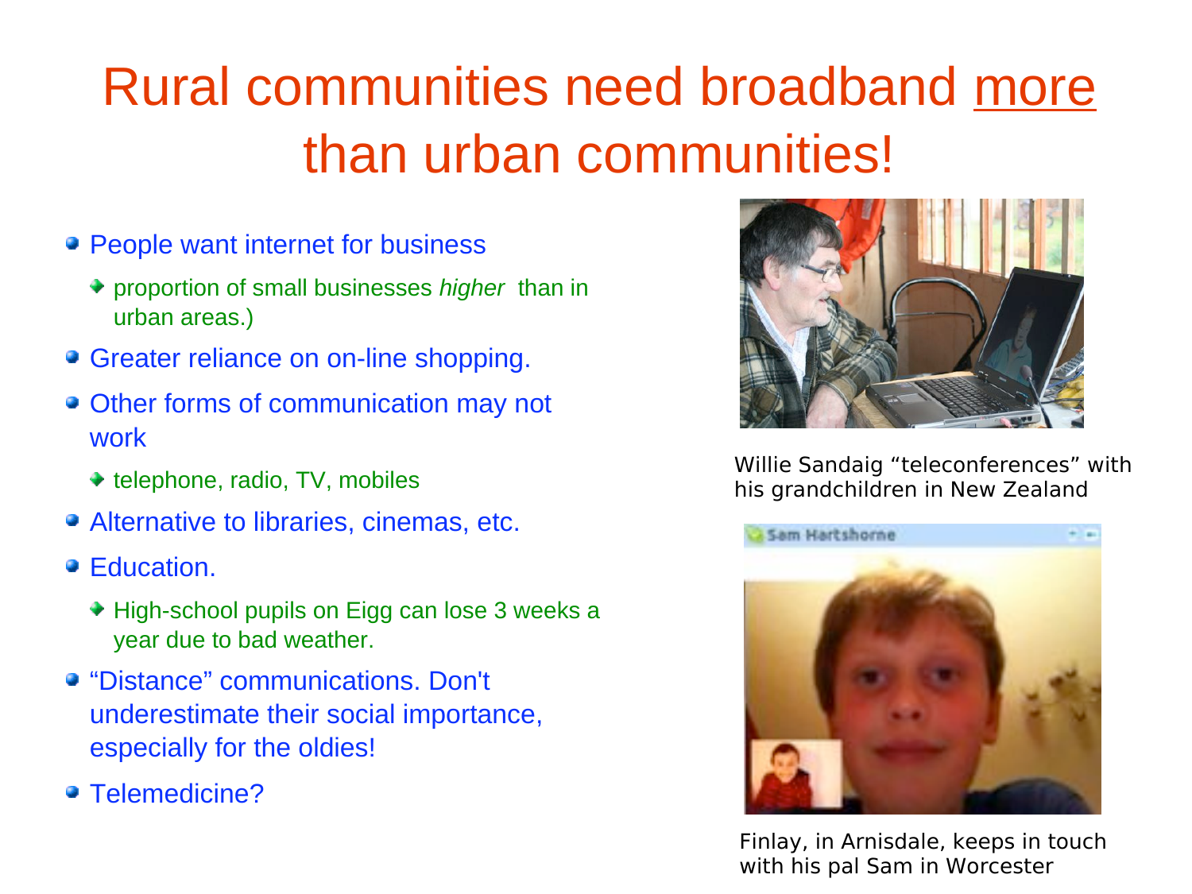# Rural communities need broadband more than urban communities!

- People want internet for business
  - proportion of small businesses *higher* than in urban areas.)
- Greater reliance on on-line shopping.
- Other forms of communication may not work
  - telephone, radio, TV, mobiles
- Alternative to libraries, cinemas, etc.
- Education.
  - High-school pupils on Eigg can lose 3 weeks a year due to bad weather.
- "Distance" communications. Don't underestimate their social importance, especially for the oldies!
- Telemedicine?

Willie Sandaig "teleconferences" with his grandchildren in New Zealand

Finlay, in Arnisdale, keeps in touch with his pal Sam in Worcester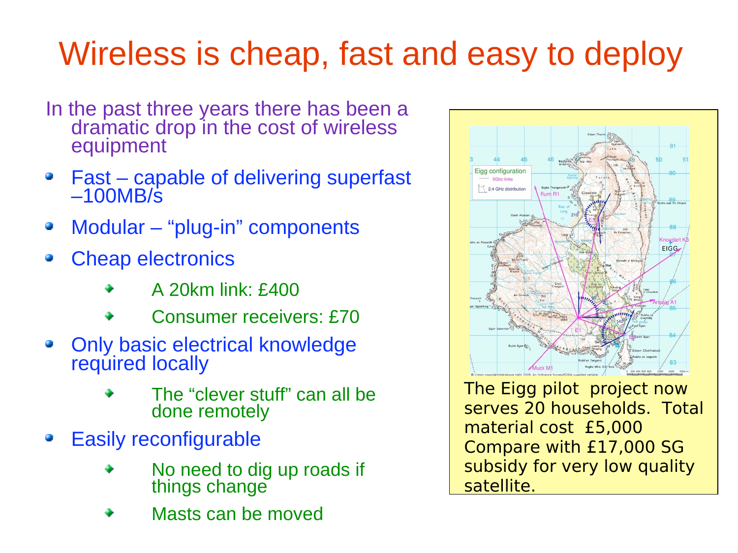# Wireless is cheap, fast and easy to deploy

In the past three years there has been a dramatic drop in the cost of wireless equipment

- Fast – capable of delivering superfast –100MB/s
- Modular – "plug-in" components
- Cheap electronics
  - A 20km link: £400
  - Consumer receivers: £70
- Only basic electrical knowledge required locally
  - The "clever stuff" can all be done remotely
- Easily reconfigurable
  - No need to dig up roads if things change
  - Masts can be moved

The Eigg pilot project now serves 20 households. Total material cost £5,000 Compare with £17,000 SG subsidy for very low quality satellite.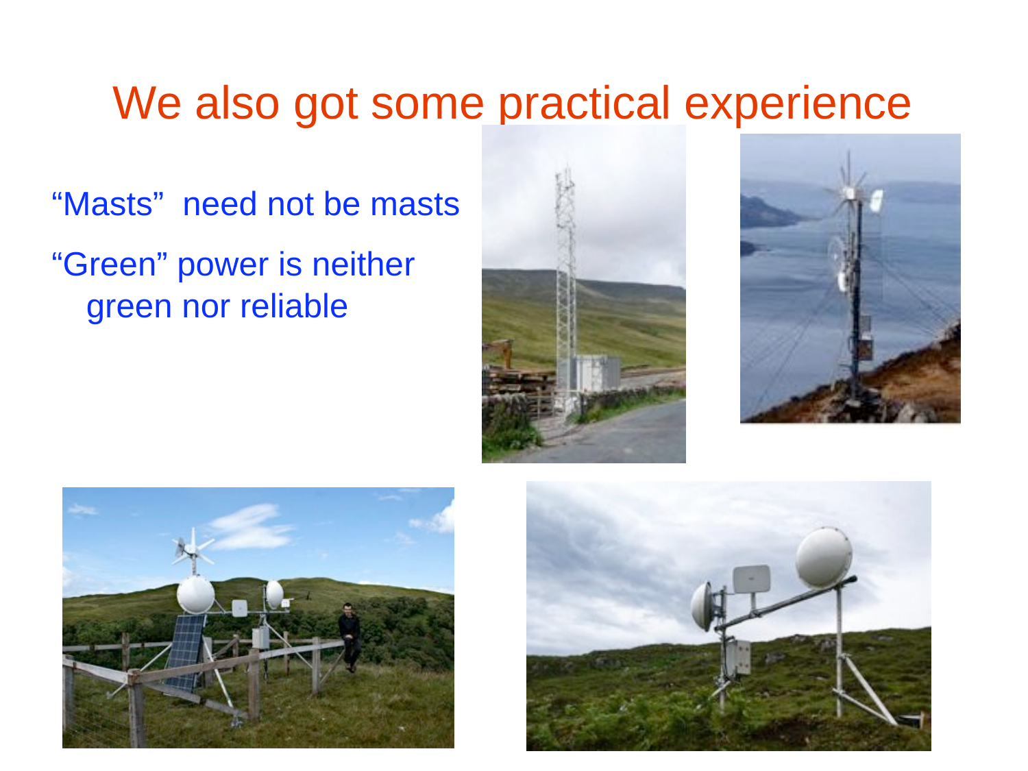# We also got some practical experience

"Masts" need not be masts

"Green" power is neither green nor reliable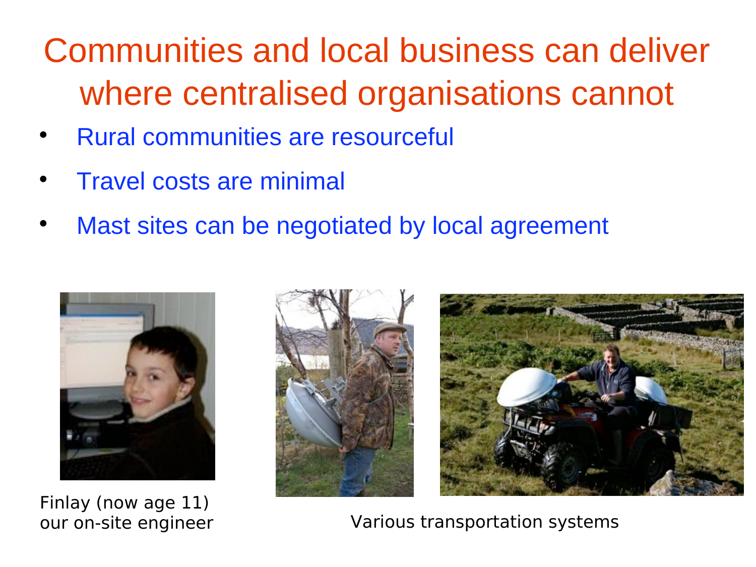# Communities and local business can deliver where centralised organisations cannot

- Rural communities are resourceful
- Travel costs are minimal
- Mast sites can be negotiated by local agreement

Finlay (now age 11)
our on-site engineer

Various transportation systems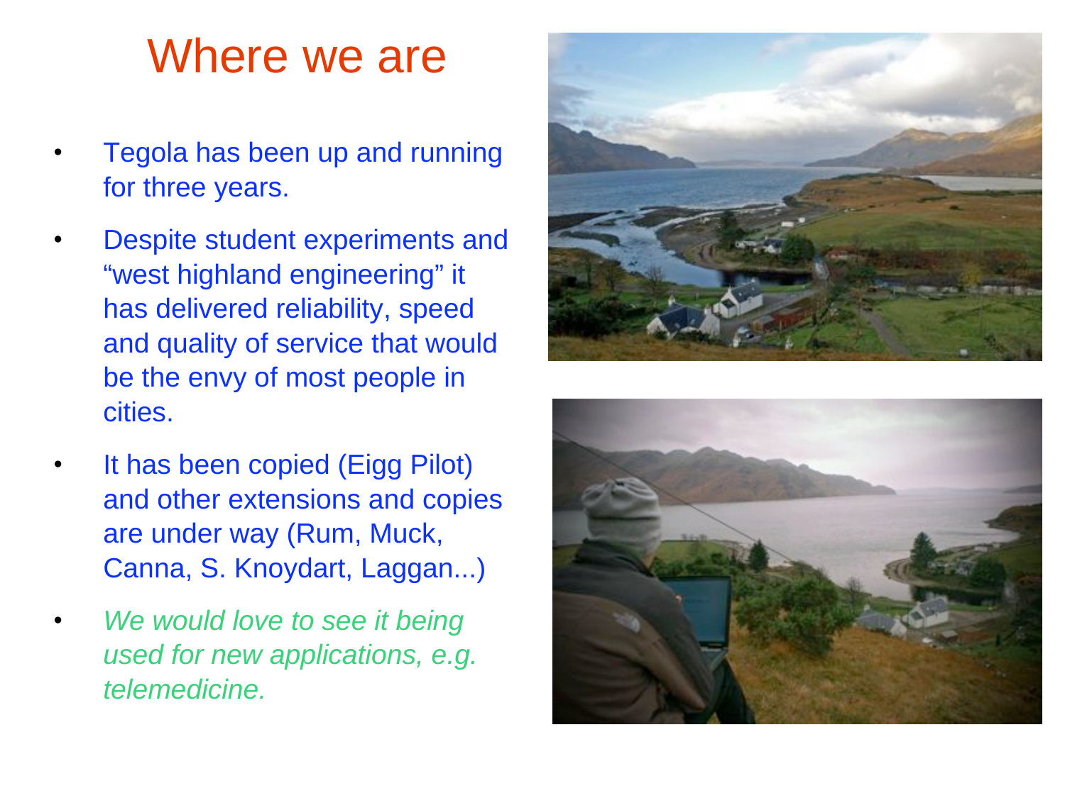# Where we are

- Tegola has been up and running for three years.
- Despite student experiments and “west highland engineering” it has delivered reliability, speed and quality of service that would be the envy of most people in cities.
- It has been copied (Eigg Pilot) and other extensions and copies are under way (Rum, Muck, Canna, S. Knoydart, Laggan...)
- *We would love to see it being used for new applications, e.g. telemedicine.*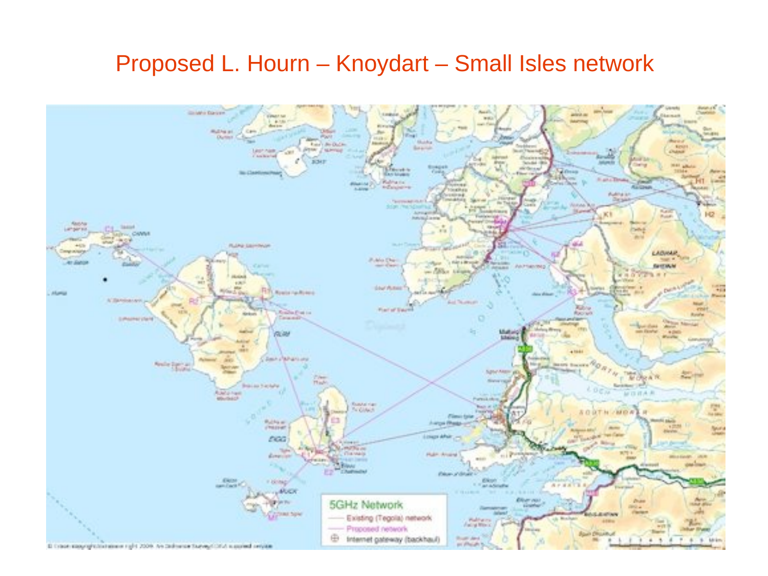# Proposed L. Hourn – Knoydart – Small Isles network

5GHz Network

- Existing (Tegola) network
- Proposed network
- Internet gateway (backhaul)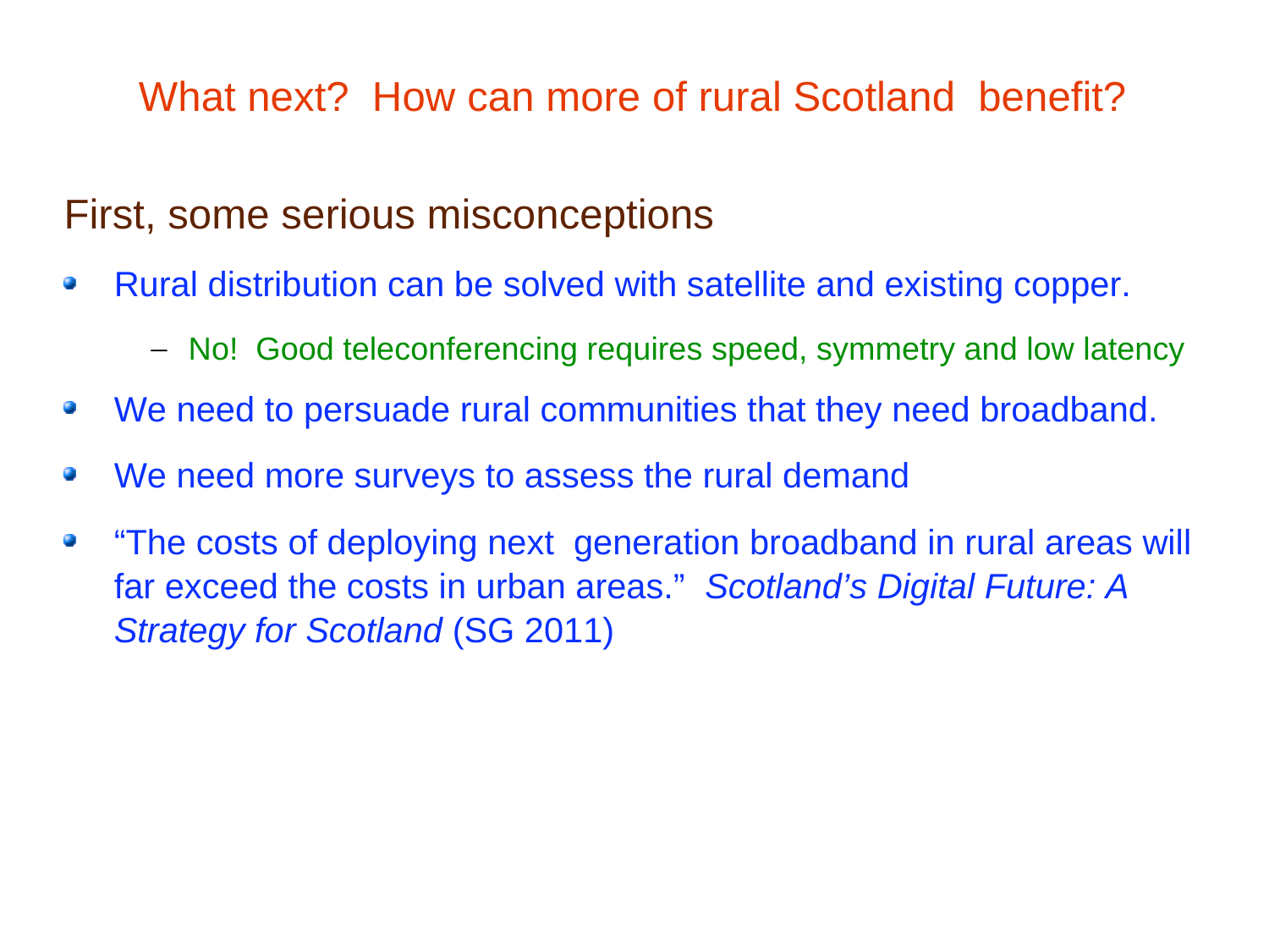# What next? How can more of rural Scotland benefit?

## First, some serious misconceptions

- Rural distribution can be solved with satellite and existing copper.
  - No! Good teleconferencing requires speed, symmetry and low latency
- We need to persuade rural communities that they need broadband.
- We need more surveys to assess the rural demand
- "The costs of deploying next generation broadband in rural areas will far exceed the costs in urban areas." *Scotland's Digital Future: A Strategy for Scotland* (SG 2011)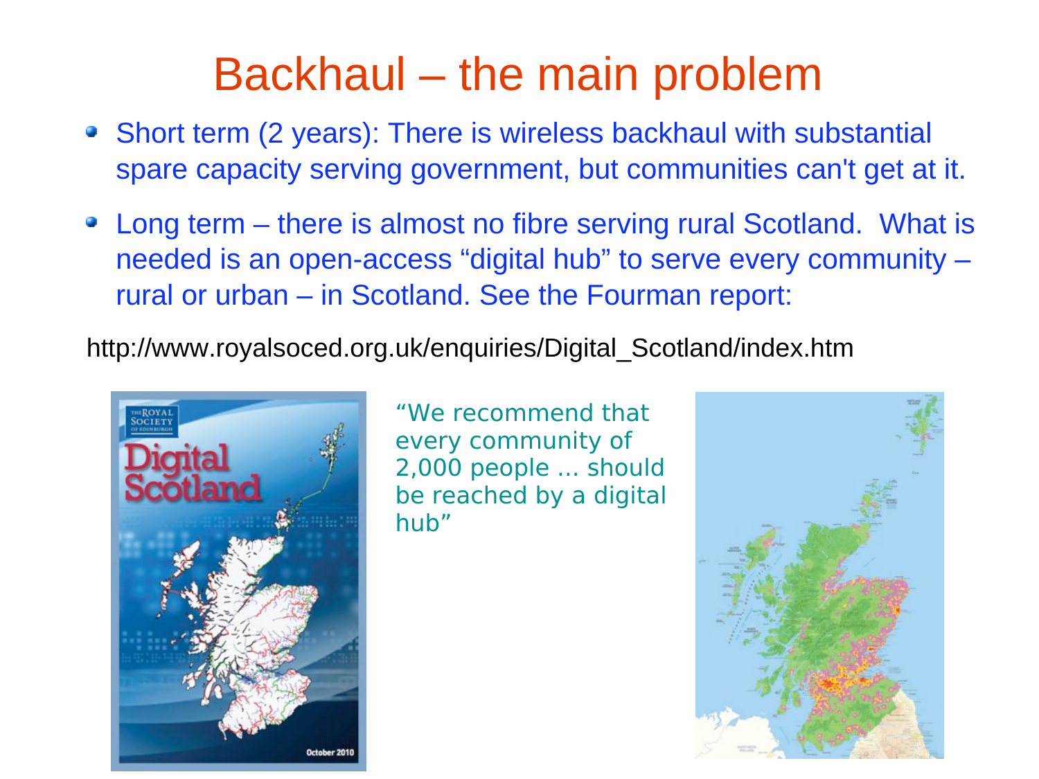# Backhaul – the main problem

- Short term (2 years): There is wireless backhaul with substantial spare capacity serving government, but communities can't get at it.
- Long term – there is almost no fibre serving rural Scotland. What is needed is an open-access "digital hub" to serve every community – rural or urban – in Scotland. See the Fourman report:

http://www.royalsoced.org.uk/enquiries/Digital_Scotland/index.htm

"We recommend that every community of 2,000 people ... should be reached by a digital hub"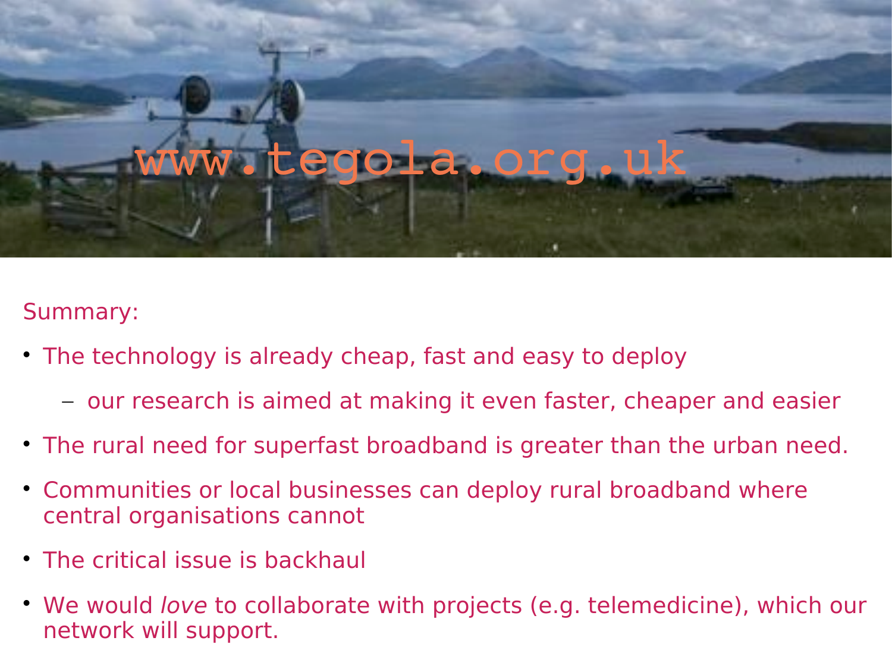www.tegola.org.uk

Summary:

- The technology is already cheap, fast and easy to deploy
  - our research is aimed at making it even faster, cheaper and easier
- The rural need for superfast broadband is greater than the urban need.
- Communities or local businesses can deploy rural broadband where central organisations cannot
- The critical issue is backhaul
- We would *love* to collaborate with projects (e.g. telemedicine), which our network will support.